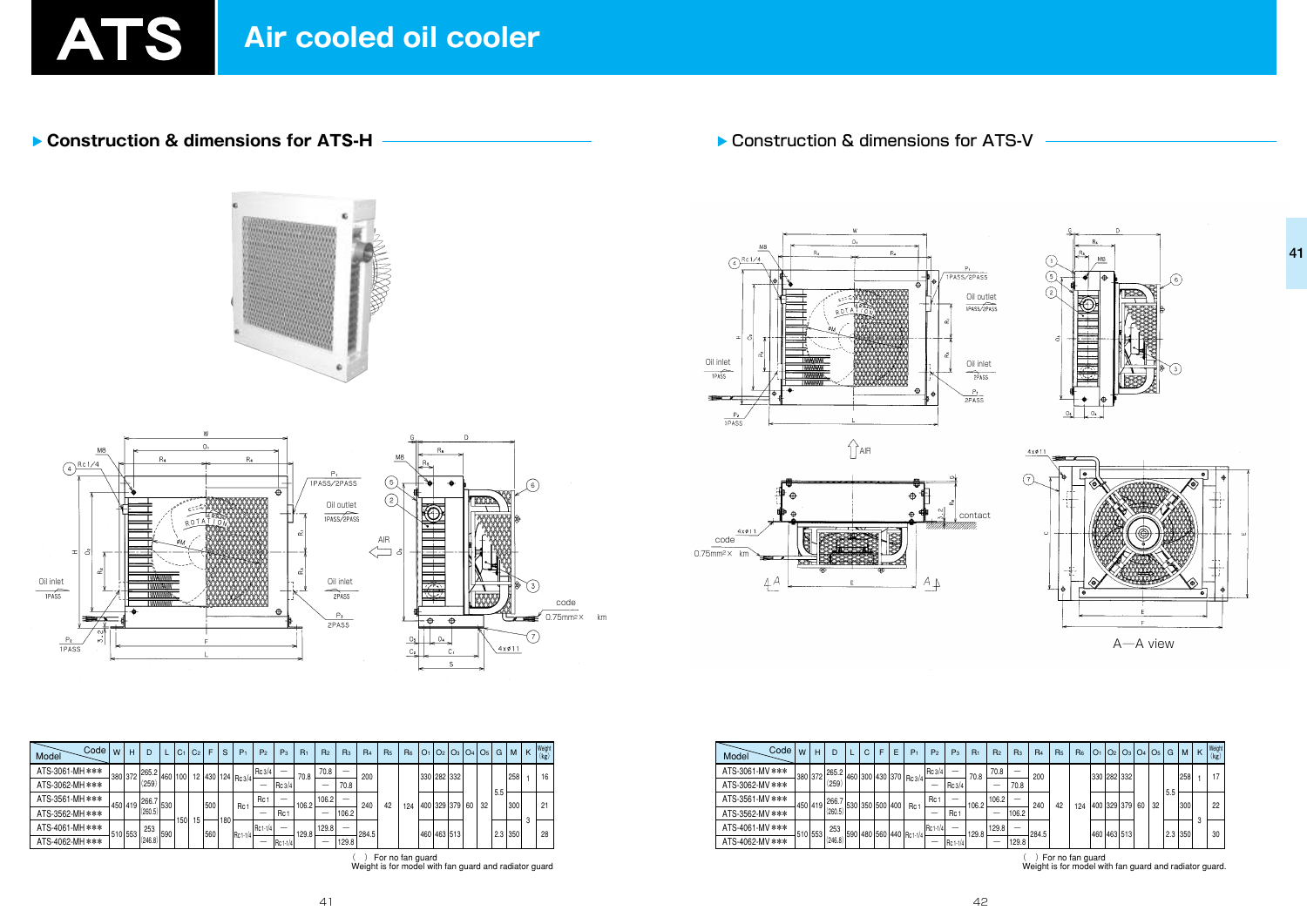# ATS Air cooled oil cooler

## Construction & dimensions for ATS-H

| Model \ Code | W | H | D | L | $C_1$ | $C_2$ | F | S | $P_1$ | $P_2$ | $P_3$ | $R_1$ | $R_2$ | $R_3$ | $R_4$ | $R_5$ | $R_6$ | $O_1$ | $O_2$ | $O_3$ | $O_4$ | $O_5$ | G | M | K | Weight (kg) |
|---|---|---|---|---|---|---|---|---|---|---|---|---|---|---|---|---|---|---|---|---|---|---|---|---|---|---|
| ATS-3061-MH *** | 380 | 372 | 265.2 (259) | 460 | 100 | 12 | 430 | 124 | Rc3/4 | Rc3/4 | — | 70.8 | 70.8 | — | 200 | 42 | 124 | 330 | 282 | 332 | 60 | 32 | 5.5 | 258 | 1 | 16 |
| ATS-3062-MH *** | 380 | 372 | 265.2 (259) | 460 | 100 | 12 | 430 | 124 | Rc3/4 | — | Rc3/4 | 70.8 | — | 70.8 | 200 | 42 | 124 | 330 | 282 | 332 | 60 | 32 | 5.5 | 258 | 1 | 16 |
| ATS-3561-MH *** | 450 | 419 | 266.7 (260.5) | 530 | 150 | 15 | 500 | 180 | Rc1 | Rc1 | — | 106.2 | 106.2 | — | 240 | 42 | 124 | 400 | 329 | 379 | 60 | 32 | 5.5 | 300 | 3 | 21 |
| ATS-3562-MH *** | 450 | 419 | 266.7 (260.5) | 530 | 150 | 15 | 500 | 180 | Rc1 | — | Rc1 | 106.2 | — | 106.2 | 240 | 42 | 124 | 400 | 329 | 379 | 60 | 32 | 5.5 | 300 | 3 | 21 |
| ATS-4061-MH *** | 510 | 553 | 253 (246.8) | 590 | 150 | 15 | 560 | 180 | Rc1-1/4 | Rc1-1/4 | — | 129.8 | 129.8 | — | 284.5 | 42 | 124 | 460 | 463 | 513 | 60 | 32 | 2.3 | 350 | 3 | 28 |
| ATS-4062-MH *** | 510 | 553 | 253 (246.8) | 590 | 150 | 15 | 560 | 180 | Rc1-1/4 | — | Rc1-1/4 | 129.8 | — | 129.8 | 284.5 | 42 | 124 | 460 | 463 | 513 | 60 | 32 | 2.3 | 350 | 3 | 28 |

( ) For no fan guard
Weight is for model with fan guard and radiator guard

## Construction & dimensions for ATS-V

| Model \ Code | W | H | D | L | C | E | F | $P_1$ | $P_2$ | $P_3$ | $R_1$ | $R_2$ | $R_3$ | $R_4$ | $R_5$ | $R_6$ | $O_1$ | $O_2$ | $O_3$ | $O_4$ | $O_5$ | G | M | K | Weight (kg) |
|---|---|---|---|---|---|---|---|---|---|---|---|---|---|---|---|---|---|---|---|---|---|---|---|---|---|
| ATS-3061-MV *** | 380 | 372 | 265.2 (259) | 460 | 300 | 430 | 370 | Rc3/4 | Rc3/4 | — | 70.8 | 70.8 | — | 200 | 42 | 124 | 330 | 282 | 332 | 60 | 32 | 5.5 | 258 | 1 | 17 |
| ATS-3062-MV *** | 380 | 372 | 265.2 (259) | 460 | 300 | 430 | 370 | Rc3/4 | — | Rc3/4 | 70.8 | — | 70.8 | 200 | 42 | 124 | 330 | 282 | 332 | 60 | 32 | 5.5 | 258 | 1 | 17 |
| ATS-3561-MV *** | 450 | 419 | 266.7 (260.5) | 530 | 350 | 500 | 400 | Rc1 | Rc1 | — | 106.2 | 106.2 | — | 240 | 42 | 124 | 400 | 329 | 379 | 60 | 32 | 5.5 | 300 | 3 | 22 |
| ATS-3562-MV *** | 450 | 419 | 266.7 (260.5) | 530 | 350 | 500 | 400 | Rc1 | — | Rc1 | 106.2 | — | 106.2 | 240 | 42 | 124 | 400 | 329 | 379 | 60 | 32 | 5.5 | 300 | 3 | 22 |
| ATS-4061-MV *** | 510 | 553 | 253 (246.8) | 590 | 480 | 560 | 440 | Rc1-1/4 | Rc1-1/4 | — | 129.8 | 129.8 | — | 284.5 | 42 | 124 | 460 | 463 | 513 | 60 | 32 | 2.3 | 350 | 3 | 30 |
| ATS-4062-MV *** | 510 | 553 | 253 (246.8) | 590 | 480 | 560 | 440 | Rc1-1/4 | — | Rc1-1/4 | 129.8 | — | 129.8 | 284.5 | 42 | 124 | 460 | 463 | 513 | 60 | 32 | 2.3 | 350 | 3 | 30 |

( ) For no fan guard
Weight is for model with fan guard and radiator guard.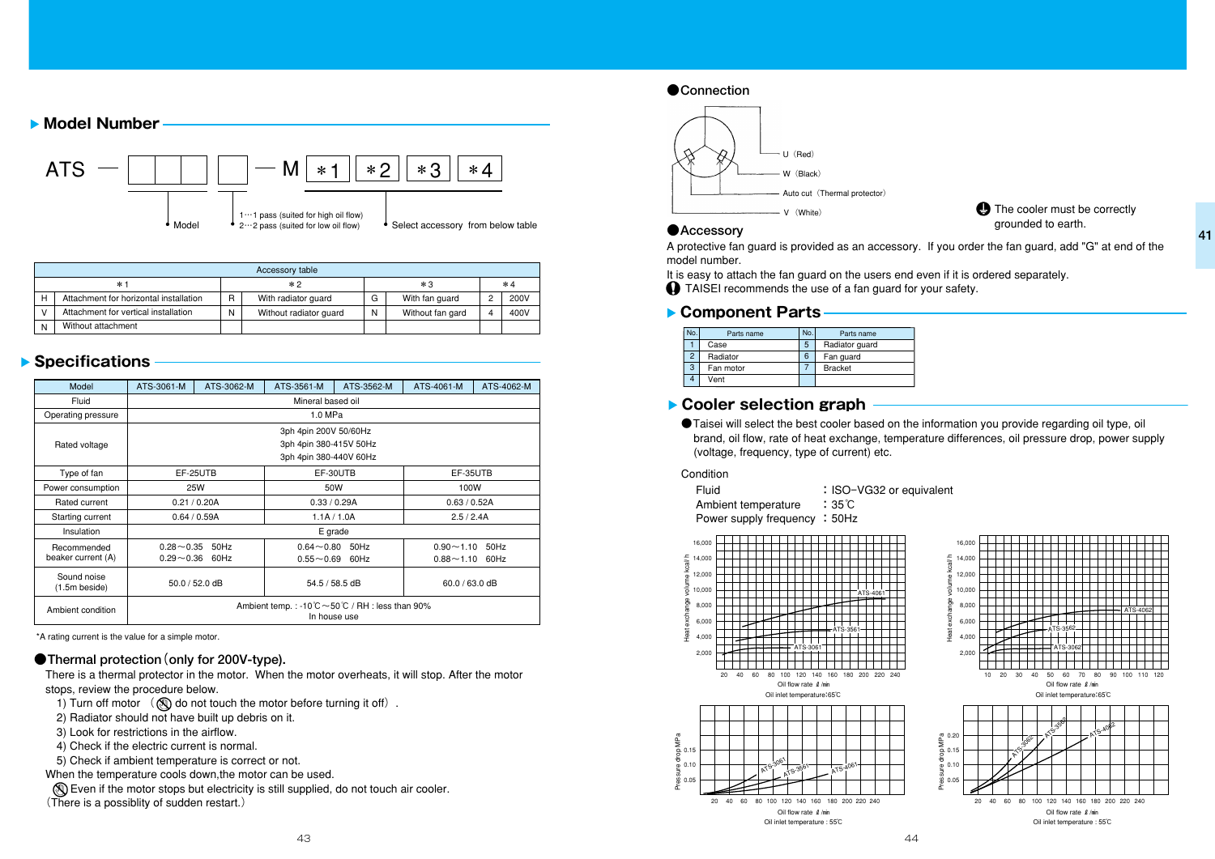## Model Number

ATS — [ ][ ][ ] [ ] — M [＊1] [＊2] [＊3] [＊4]

- Model
- 1…1 pass (suited for high oil flow)
  2…2 pass (suited for low oil flow)
- Select accessory from below table

| Accessory table | | | | | | | |
|---|---|---|---|---|---|---|---|
| ＊1 | | ＊2 | | ＊3 | | ＊4 | |
| H | Attachment for horizontal installation | R | With radiator guard | G | With fan guard | 2 | 200V |
| V | Attachment for vertical installation | N | Without radiator guard | N | Without fan gard | 4 | 400V |
| N | Without attachment | | | | | | |

## Specifications

| Model | ATS-3061-M | ATS-3062-M | ATS-3561-M | ATS-3562-M | ATS-4061-M | ATS-4062-M |
|---|---|---|---|---|---|---|
| Fluid | Mineral based oil | | | | | |
| Operating pressure | 1.0 MPa | | | | | |
| Rated voltage | 3ph 4pin 200V 50/60Hz<br>3ph 4pin 380-415V 50Hz<br>3ph 4pin 380-440V 60Hz | | | | | |
| Type of fan | EF-25UTB | | EF-30UTB | | EF-35UTB | |
| Power consumption | 25W | | 50W | | 100W | |
| Rated current | 0.21 / 0.20A | | 0.33 / 0.29A | | 0.63 / 0.52A | |
| Starting current | 0.64 / 0.59A | | 1.1A / 1.0A | | 2.5 / 2.4A | |
| Insulation | E grade | | | | | |
| Recommended beaker current (A) | 0.28～0.35 50Hz<br>0.29～0.36 60Hz | | 0.64～0.80 50Hz<br>0.55～0.69 60Hz | | 0.90～1.10 50Hz<br>0.88～1.10 60Hz | |
| Sound noise (1.5m beside) | 50.0 / 52.0 dB | | 54.5 / 58.5 dB | | 60.0 / 63.0 dB | |
| Ambient condition | Ambient temp. : -10℃～50℃ / RH : less than 90%<br>In house use | | | | | |

*A rating current is the value for a simple motor.

### ●Thermal protection（only for 200V-type).

There is a thermal protector in the motor. When the motor overheats, it will stop. After the motor stops, review the procedure below.

1) Turn off motor （ do not touch the motor before turning it off）.
2) Radiator should not have built up debris on it.
3) Look for restrictions in the airflow.
4) Check if the electric current is normal.
5) Check if ambient temperature is correct or not.

When the temperature cools down,the motor can be used.

Even if the motor stops but electricity is still supplied, do not touch air cooler.
（There is a possiblity of sudden restart.）

### ●Connection

U（Red）
W（Black）
Auto cut（Thermal protector）
V（White）

The cooler must be correctly grounded to earth.

### ●Accessory

A protective fan guard is provided as an accessory. If you order the fan guard, add "G" at end of the model number.
It is easy to attach the fan guard on the users end even if it is ordered separately.
TAISEI recommends the use of a fan guard for your safety.

## Component Parts

| No. | Parts name | No. | Parts name |
|---|---|---|---|
| 1 | Case | 5 | Radiator guard |
| 2 | Radiator | 6 | Fan guard |
| 3 | Fan motor | 7 | Bracket |
| 4 | Vent | | |

## Cooler selection graph

●Taisei will select the best cooler based on the information you provide regarding oil type, oil brand, oil flow, rate of heat exchange, temperature differences, oil pressure drop, power supply (voltage, frequency, type of current) etc.

Condition

Fluid ：ISO−VG32 or equivalent
Ambient temperature ：35℃
Power supply frequency ：50Hz

Heat exchange volume kcal/h
16,000 14,000 12,000 10,000 8,000 6,000 4,000 2,000
ATS-4061
ATS-3561
ATS-3061
20 40 60 80 100 120 140 160 180 200 220 240
Oil flow rate ℓ/min
Oil inlet temperature:65℃

Heat exchange volume kcal/h
16,000 14,000 12,000 10,000 8,000 6,000 4,000 2,000
ATS-4062
ATS-3562
ATS-3062
10 20 30 40 50 60 70 80 90 100 110 120
Oil flow rate ℓ/min
Oil inlet temperature:65℃

Pressure drop MPa
0.15 0.10 0.05
ATS-3061
ATS-3561
ATS-4061
20 40 60 80 100 120 140 160 180 200 220 240
Oil flow rate ℓ/min
Oil inlet temperature : 55℃

Pressure drop MPa
0.20 0.15 0.10 0.05
ATS-3062
ATS-3562
ATS-4062
20 40 60 80 100 120 140 160 180 200 220 240
Oil flow rate ℓ/min
Oil inlet temperature : 55℃